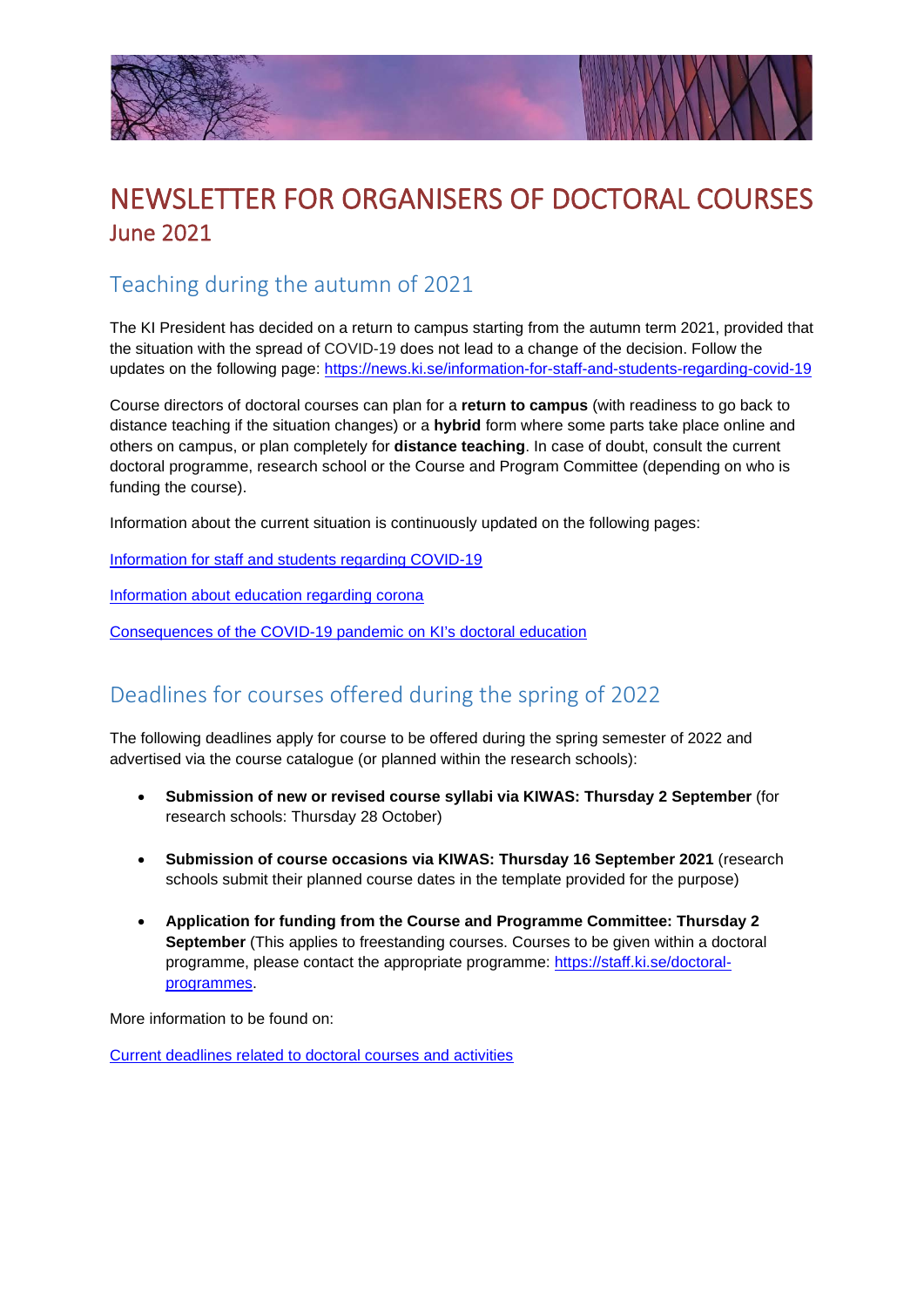# NEWSLETTER FOR ORGANISERS OF DOCTORAL COURSES
## June 2021

## Teaching during the autumn of 2021

The KI President has decided on a return to campus starting from the autumn term 2021, provided that the situation with the spread of COVID-19 does not lead to a change of the decision. Follow the updates on the following page: https://news.ki.se/information-for-staff-and-students-regarding-covid-19

Course directors of doctoral courses can plan for a **return to campus** (with readiness to go back to distance teaching if the situation changes) or a **hybrid** form where some parts take place online and others on campus, or plan completely for **distance teaching**. In case of doubt, consult the current doctoral programme, research school or the Course and Program Committee (depending on who is funding the course).

Information about the current situation is continuously updated on the following pages:

Information for staff and students regarding COVID-19

Information about education regarding corona

Consequences of the COVID-19 pandemic on KI's doctoral education

## Deadlines for courses offered during the spring of 2022

The following deadlines apply for course to be offered during the spring semester of 2022 and advertised via the course catalogue (or planned within the research schools):

- **Submission of new or revised course syllabi via KIWAS: Thursday 2 September** (for research schools: Thursday 28 October)
- **Submission of course occasions via KIWAS: Thursday 16 September 2021** (research schools submit their planned course dates in the template provided for the purpose)
- **Application for funding from the Course and Programme Committee: Thursday 2 September** (This applies to freestanding courses. Courses to be given within a doctoral programme, please contact the appropriate programme: https://staff.ki.se/doctoral-programmes.

More information to be found on:

Current deadlines related to doctoral courses and activities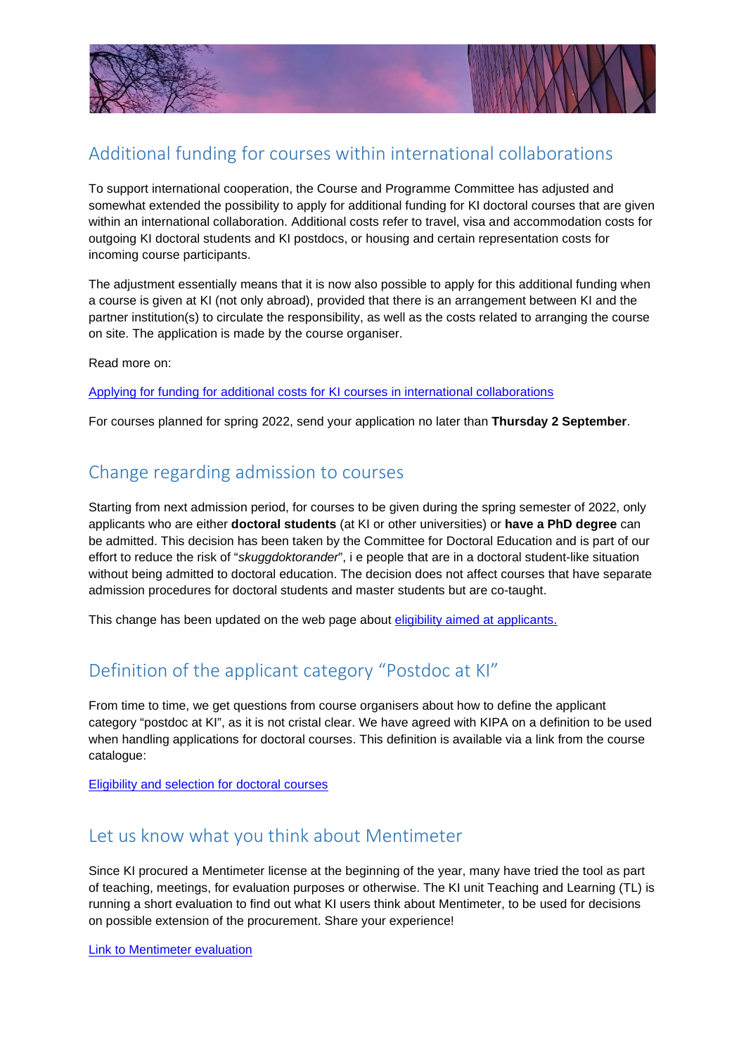## Additional funding for courses within international collaborations

To support international cooperation, the Course and Programme Committee has adjusted and somewhat extended the possibility to apply for additional funding for KI doctoral courses that are given within an international collaboration. Additional costs refer to travel, visa and accommodation costs for outgoing KI doctoral students and KI postdocs, or housing and certain representation costs for incoming course participants.

The adjustment essentially means that it is now also possible to apply for this additional funding when a course is given at KI (not only abroad), provided that there is an arrangement between KI and the partner institution(s) to circulate the responsibility, as well as the costs related to arranging the course on site. The application is made by the course organiser.

Read more on:

[Applying for funding for additional costs for KI courses in international collaborations]

For courses planned for spring 2022, send your application no later than **Thursday 2 September**.

## Change regarding admission to courses

Starting from next admission period, for courses to be given during the spring semester of 2022, only applicants who are either **doctoral students** (at KI or other universities) or **have a PhD degree** can be admitted. This decision has been taken by the Committee for Doctoral Education and is part of our effort to reduce the risk of "*skuggdoktorander*", i e people that are in a doctoral student-like situation without being admitted to doctoral education. The decision does not affect courses that have separate admission procedures for doctoral students and master students but are co-taught.

This change has been updated on the web page about [eligibility aimed at applicants.]

## Definition of the applicant category "Postdoc at KI"

From time to time, we get questions from course organisers about how to define the applicant category "postdoc at KI", as it is not cristal clear. We have agreed with KIPA on a definition to be used when handling applications for doctoral courses. This definition is available via a link from the course catalogue:

[Eligibility and selection for doctoral courses]

## Let us know what you think about Mentimeter

Since KI procured a Mentimeter license at the beginning of the year, many have tried the tool as part of teaching, meetings, for evaluation purposes or otherwise. The KI unit Teaching and Learning (TL) is running a short evaluation to find out what KI users think about Mentimeter, to be used for decisions on possible extension of the procurement. Share your experience!

[Link to Mentimeter evaluation]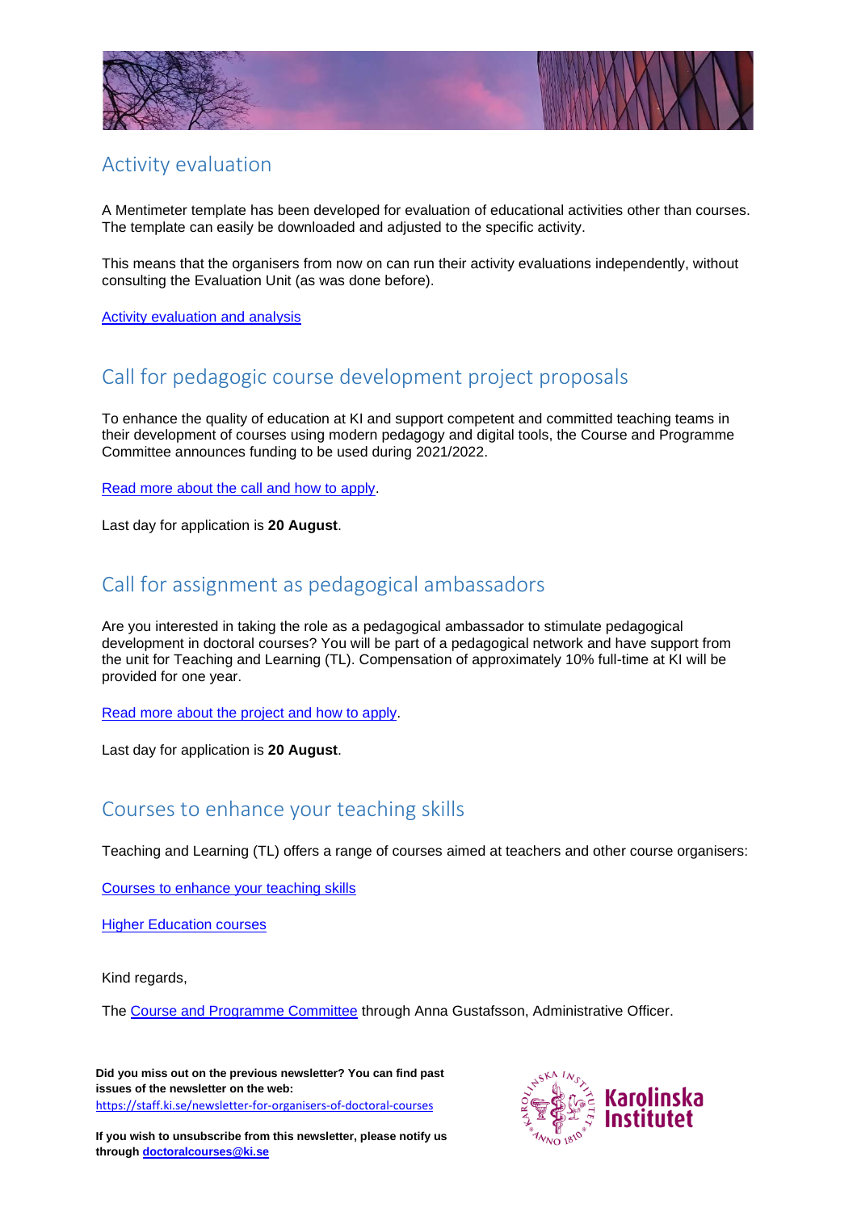## Activity evaluation

A Mentimeter template has been developed for evaluation of educational activities other than courses. The template can easily be downloaded and adjusted to the specific activity.

This means that the organisers from now on can run their activity evaluations independently, without consulting the Evaluation Unit (as was done before).

Activity evaluation and analysis

## Call for pedagogic course development project proposals

To enhance the quality of education at KI and support competent and committed teaching teams in their development of courses using modern pedagogy and digital tools, the Course and Programme Committee announces funding to be used during 2021/2022.

Read more about the call and how to apply.

Last day for application is **20 August**.

## Call for assignment as pedagogical ambassadors

Are you interested in taking the role as a pedagogical ambassador to stimulate pedagogical development in doctoral courses? You will be part of a pedagogical network and have support from the unit for Teaching and Learning (TL). Compensation of approximately 10% full-time at KI will be provided for one year.

Read more about the project and how to apply.

Last day for application is **20 August**.

## Courses to enhance your teaching skills

Teaching and Learning (TL) offers a range of courses aimed at teachers and other course organisers:

Courses to enhance your teaching skills

Higher Education courses

Kind regards,

The Course and Programme Committee through Anna Gustafsson, Administrative Officer.

**Did you miss out on the previous newsletter? You can find past issues of the newsletter on the web:**
https://staff.ki.se/newsletter-for-organisers-of-doctoral-courses

**If you wish to unsubscribe from this newsletter, please notify us through doctoralcourses@ki.se**

Karolinska Institutet